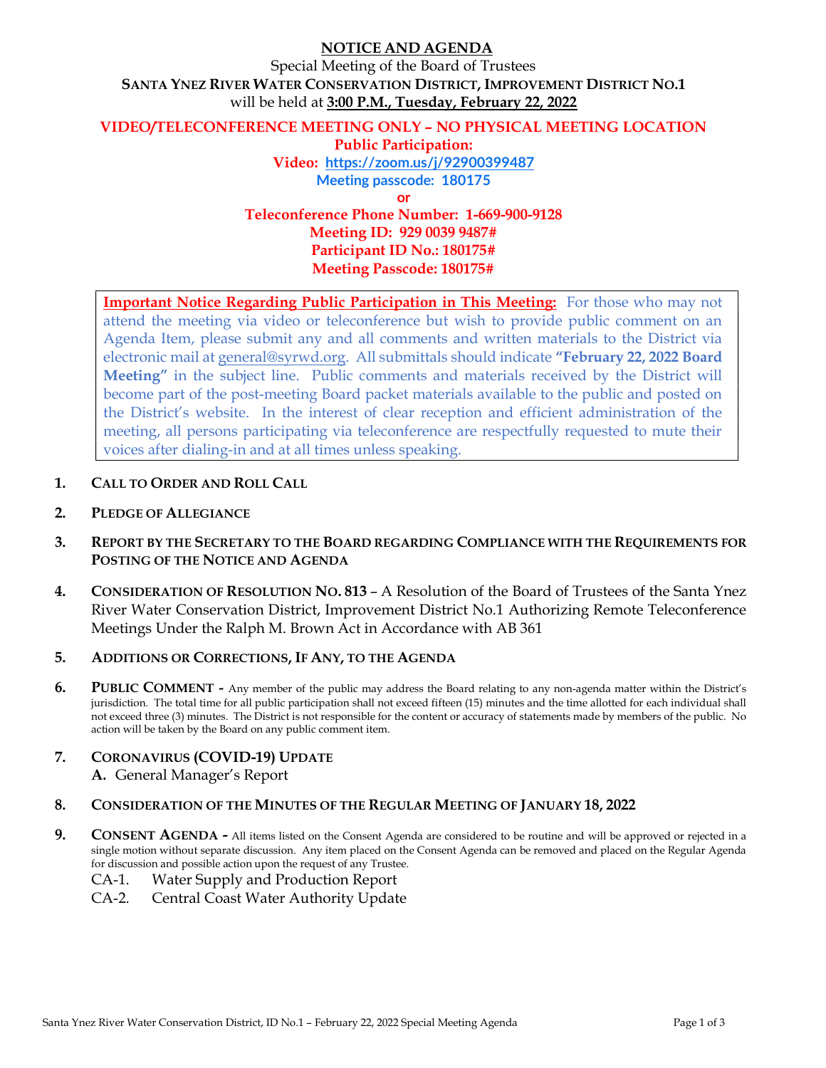# NOTICE AND AGENDA

Special Meeting of the Board of Trustees
**SANTA YNEZ RIVER WATER CONSERVATION DISTRICT, IMPROVEMENT DISTRICT NO.1**
will be held at **3:00 P.M., Tuesday, February 22, 2022**

**VIDEO/TELECONFERENCE MEETING ONLY – NO PHYSICAL MEETING LOCATION**

**Public Participation:**

**Video: https://zoom.us/j/92900399487**

**Meeting passcode: 180175**

**or**

**Teleconference Phone Number: 1-669-900-9128**

**Meeting ID: 929 0039 9487#**

**Participant ID No.: 180175#**

**Meeting Passcode: 180175#**

> **Important Notice Regarding Public Participation in This Meeting:** For those who may not attend the meeting via video or teleconference but wish to provide public comment on an Agenda Item, please submit any and all comments and written materials to the District via electronic mail at general@syrwd.org. All submittals should indicate **"February 22, 2022 Board Meeting"** in the subject line. Public comments and materials received by the District will become part of the post-meeting Board packet materials available to the public and posted on the District's website. In the interest of clear reception and efficient administration of the meeting, all persons participating via teleconference are respectfully requested to mute their voices after dialing-in and at all times unless speaking.

1. **CALL TO ORDER AND ROLL CALL**

2. **PLEDGE OF ALLEGIANCE**

3. **REPORT BY THE SECRETARY TO THE BOARD REGARDING COMPLIANCE WITH THE REQUIREMENTS FOR POSTING OF THE NOTICE AND AGENDA**

4. **CONSIDERATION OF RESOLUTION NO. 813** – A Resolution of the Board of Trustees of the Santa Ynez River Water Conservation District, Improvement District No.1 Authorizing Remote Teleconference Meetings Under the Ralph M. Brown Act in Accordance with AB 361

5. **ADDITIONS OR CORRECTIONS, IF ANY, TO THE AGENDA**

6. **PUBLIC COMMENT -** Any member of the public may address the Board relating to any non-agenda matter within the District's jurisdiction. The total time for all public participation shall not exceed fifteen (15) minutes and the time allotted for each individual shall not exceed three (3) minutes. The District is not responsible for the content or accuracy of statements made by members of the public. No action will be taken by the Board on any public comment item.

7. **CORONAVIRUS (COVID-19) UPDATE**
   **A.** General Manager's Report

8. **CONSIDERATION OF THE MINUTES OF THE REGULAR MEETING OF JANUARY 18, 2022**

9. **CONSENT AGENDA -** All items listed on the Consent Agenda are considered to be routine and will be approved or rejected in a single motion without separate discussion. Any item placed on the Consent Agenda can be removed and placed on the Regular Agenda for discussion and possible action upon the request of any Trustee.
   - CA-1. Water Supply and Production Report
   - CA-2. Central Coast Water Authority Update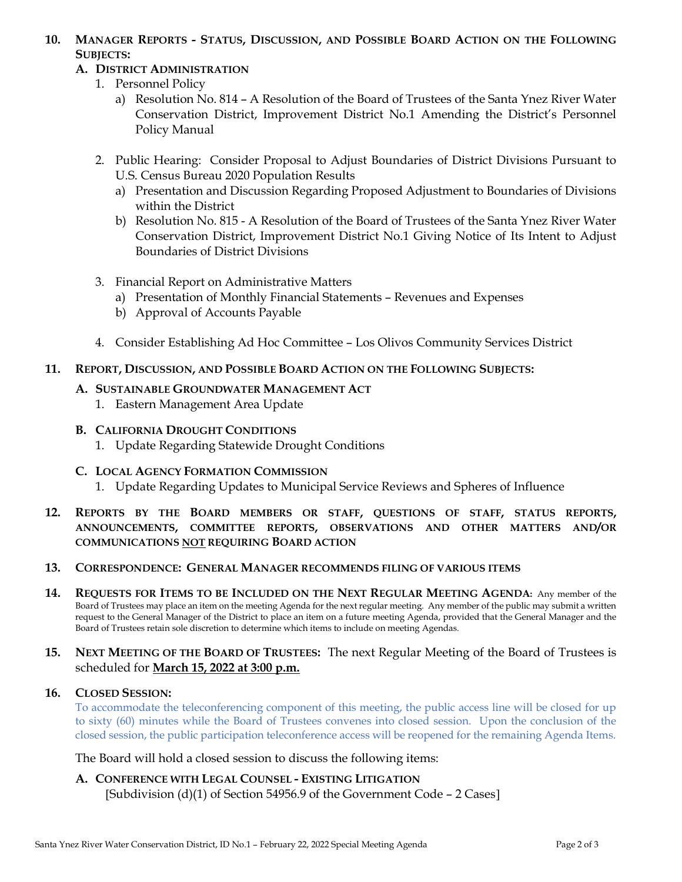10. **MANAGER REPORTS - STATUS, DISCUSSION, AND POSSIBLE BOARD ACTION ON THE FOLLOWING SUBJECTS:**

   **A. DISTRICT ADMINISTRATION**

   1. Personnel Policy
      a) Resolution No. 814 – A Resolution of the Board of Trustees of the Santa Ynez River Water Conservation District, Improvement District No.1 Amending the District's Personnel Policy Manual

   2. Public Hearing: Consider Proposal to Adjust Boundaries of District Divisions Pursuant to U.S. Census Bureau 2020 Population Results
      a) Presentation and Discussion Regarding Proposed Adjustment to Boundaries of Divisions within the District
      b) Resolution No. 815 - A Resolution of the Board of Trustees of the Santa Ynez River Water Conservation District, Improvement District No.1 Giving Notice of Its Intent to Adjust Boundaries of District Divisions

   3. Financial Report on Administrative Matters
      a) Presentation of Monthly Financial Statements – Revenues and Expenses
      b) Approval of Accounts Payable

   4. Consider Establishing Ad Hoc Committee – Los Olivos Community Services District

11. **REPORT, DISCUSSION, AND POSSIBLE BOARD ACTION ON THE FOLLOWING SUBJECTS:**

   **A. SUSTAINABLE GROUNDWATER MANAGEMENT ACT**
   1. Eastern Management Area Update

   **B. CALIFORNIA DROUGHT CONDITIONS**
   1. Update Regarding Statewide Drought Conditions

   **C. LOCAL AGENCY FORMATION COMMISSION**
   1. Update Regarding Updates to Municipal Service Reviews and Spheres of Influence

12. **REPORTS BY THE BOARD MEMBERS OR STAFF, QUESTIONS OF STAFF, STATUS REPORTS, ANNOUNCEMENTS, COMMITTEE REPORTS, OBSERVATIONS AND OTHER MATTERS AND/OR COMMUNICATIONS NOT REQUIRING BOARD ACTION**

13. **CORRESPONDENCE: GENERAL MANAGER RECOMMENDS FILING OF VARIOUS ITEMS**

14. **REQUESTS FOR ITEMS TO BE INCLUDED ON THE NEXT REGULAR MEETING AGENDA:** Any member of the Board of Trustees may place an item on the meeting Agenda for the next regular meeting. Any member of the public may submit a written request to the General Manager of the District to place an item on a future meeting Agenda, provided that the General Manager and the Board of Trustees retain sole discretion to determine which items to include on meeting Agendas.

15. **NEXT MEETING OF THE BOARD OF TRUSTEES:** The next Regular Meeting of the Board of Trustees is scheduled for **March 15, 2022 at 3:00 p.m.**

16. **CLOSED SESSION:**

   To accommodate the teleconferencing component of this meeting, the public access line will be closed for up to sixty (60) minutes while the Board of Trustees convenes into closed session. Upon the conclusion of the closed session, the public participation teleconference access will be reopened for the remaining Agenda Items.

   The Board will hold a closed session to discuss the following items:

   **A. CONFERENCE WITH LEGAL COUNSEL - EXISTING LITIGATION**
   [Subdivision (d)(1) of Section 54956.9 of the Government Code – 2 Cases]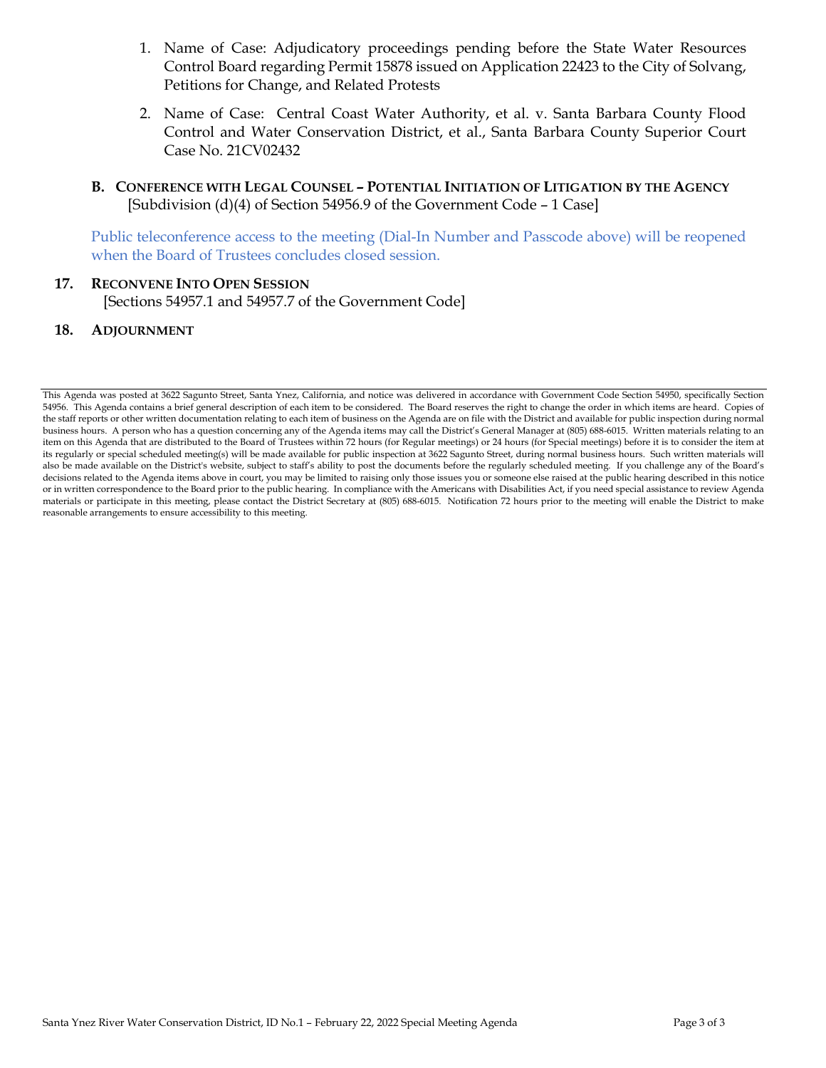1. Name of Case: Adjudicatory proceedings pending before the State Water Resources Control Board regarding Permit 15878 issued on Application 22423 to the City of Solvang, Petitions for Change, and Related Protests

2. Name of Case: Central Coast Water Authority, et al. v. Santa Barbara County Flood Control and Water Conservation District, et al., Santa Barbara County Superior Court Case No. 21CV02432

**B. CONFERENCE WITH LEGAL COUNSEL – POTENTIAL INITIATION OF LITIGATION BY THE AGENCY**
[Subdivision (d)(4) of Section 54956.9 of the Government Code – 1 Case]

Public teleconference access to the meeting (Dial-In Number and Passcode above) will be reopened when the Board of Trustees concludes closed session.

**17. RECONVENE INTO OPEN SESSION**
[Sections 54957.1 and 54957.7 of the Government Code]

**18. ADJOURNMENT**

---

This Agenda was posted at 3622 Sagunto Street, Santa Ynez, California, and notice was delivered in accordance with Government Code Section 54950, specifically Section 54956. This Agenda contains a brief general description of each item to be considered. The Board reserves the right to change the order in which items are heard. Copies of the staff reports or other written documentation relating to each item of business on the Agenda are on file with the District and available for public inspection during normal business hours. A person who has a question concerning any of the Agenda items may call the District's General Manager at (805) 688-6015. Written materials relating to an item on this Agenda that are distributed to the Board of Trustees within 72 hours (for Regular meetings) or 24 hours (for Special meetings) before it is to consider the item at its regularly or special scheduled meeting(s) will be made available for public inspection at 3622 Sagunto Street, during normal business hours. Such written materials will also be made available on the District's website, subject to staff's ability to post the documents before the regularly scheduled meeting. If you challenge any of the Board's decisions related to the Agenda items above in court, you may be limited to raising only those issues you or someone else raised at the public hearing described in this notice or in written correspondence to the Board prior to the public hearing. In compliance with the Americans with Disabilities Act, if you need special assistance to review Agenda materials or participate in this meeting, please contact the District Secretary at (805) 688-6015. Notification 72 hours prior to the meeting will enable the District to make reasonable arrangements to ensure accessibility to this meeting.